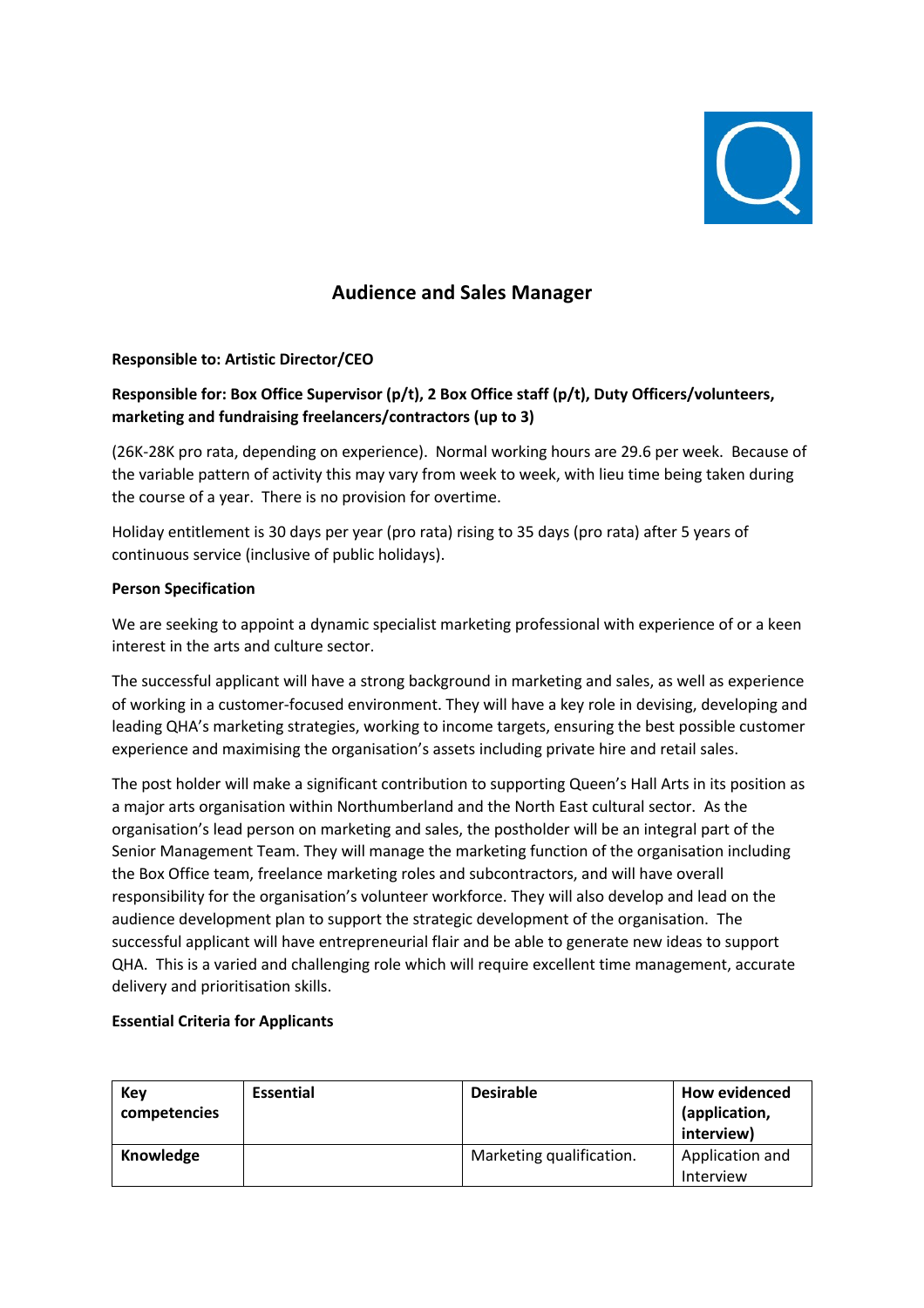# Audience and Sales Manager

**Responsible to: Artistic Director/CEO**

**Responsible for: Box Office Supervisor (p/t), 2 Box Office staff (p/t), Duty Officers/volunteers, marketing and fundraising freelancers/contractors (up to 3)**

(26K-28K pro rata, depending on experience). Normal working hours are 29.6 per week. Because of the variable pattern of activity this may vary from week to week, with lieu time being taken during the course of a year. There is no provision for overtime.

Holiday entitlement is 30 days per year (pro rata) rising to 35 days (pro rata) after 5 years of continuous service (inclusive of public holidays).

**Person Specification**

We are seeking to appoint a dynamic specialist marketing professional with experience of or a keen interest in the arts and culture sector.

The successful applicant will have a strong background in marketing and sales, as well as experience of working in a customer-focused environment. They will have a key role in devising, developing and leading QHA's marketing strategies, working to income targets, ensuring the best possible customer experience and maximising the organisation's assets including private hire and retail sales.

The post holder will make a significant contribution to supporting Queen's Hall Arts in its position as a major arts organisation within Northumberland and the North East cultural sector. As the organisation's lead person on marketing and sales, the postholder will be an integral part of the Senior Management Team. They will manage the marketing function of the organisation including the Box Office team, freelance marketing roles and subcontractors, and will have overall responsibility for the organisation's volunteer workforce. They will also develop and lead on the audience development plan to support the strategic development of the organisation. The successful applicant will have entrepreneurial flair and be able to generate new ideas to support QHA. This is a varied and challenging role which will require excellent time management, accurate delivery and prioritisation skills.

**Essential Criteria for Applicants**

| Key competencies | Essential | Desirable | How evidenced (application, interview) |
|---|---|---|---|
| **Knowledge** | | Marketing qualification. | Application and Interview |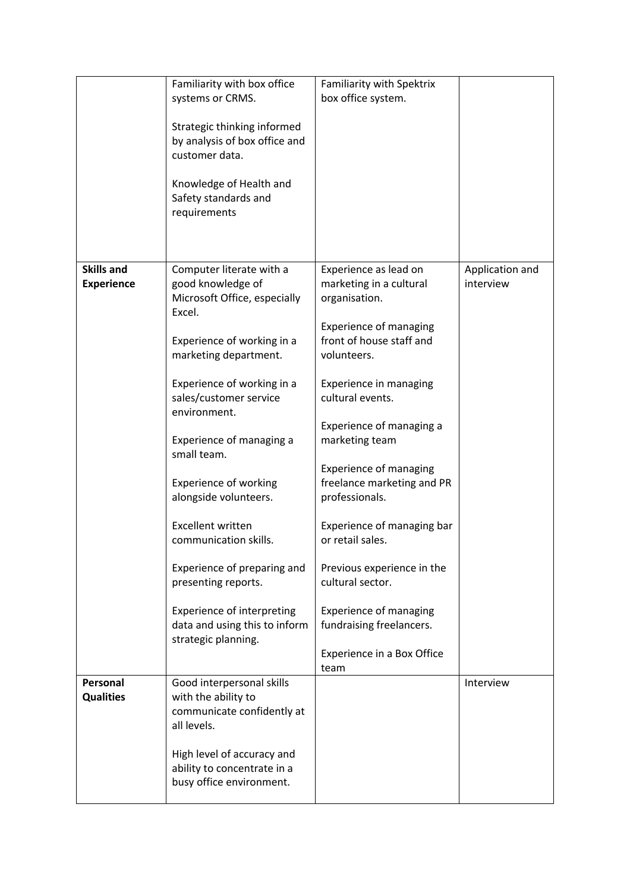| | | | |
|---|---|---|---|
| | Familiarity with box office systems or CRMS.<br><br>Strategic thinking informed by analysis of box office and customer data.<br><br>Knowledge of Health and Safety standards and requirements | Familiarity with Spektrix box office system. | |
| **Skills and Experience** | Computer literate with a good knowledge of Microsoft Office, especially Excel.<br><br>Experience of working in a marketing department.<br><br>Experience of working in a sales/customer service environment.<br><br>Experience of managing a small team.<br><br>Experience of working alongside volunteers.<br><br>Excellent written communication skills.<br><br>Experience of preparing and presenting reports.<br><br>Experience of interpreting data and using this to inform strategic planning. | Experience as lead on marketing in a cultural organisation.<br><br>Experience of managing front of house staff and volunteers.<br><br>Experience in managing cultural events.<br><br>Experience of managing a marketing team<br><br>Experience of managing freelance marketing and PR professionals.<br><br>Experience of managing bar or retail sales.<br><br>Previous experience in the cultural sector.<br><br>Experience of managing fundraising freelancers.<br><br>Experience in a Box Office team | Application and interview |
| **Personal Qualities** | Good interpersonal skills with the ability to communicate confidently at all levels.<br><br>High level of accuracy and ability to concentrate in a busy office environment. | | Interview |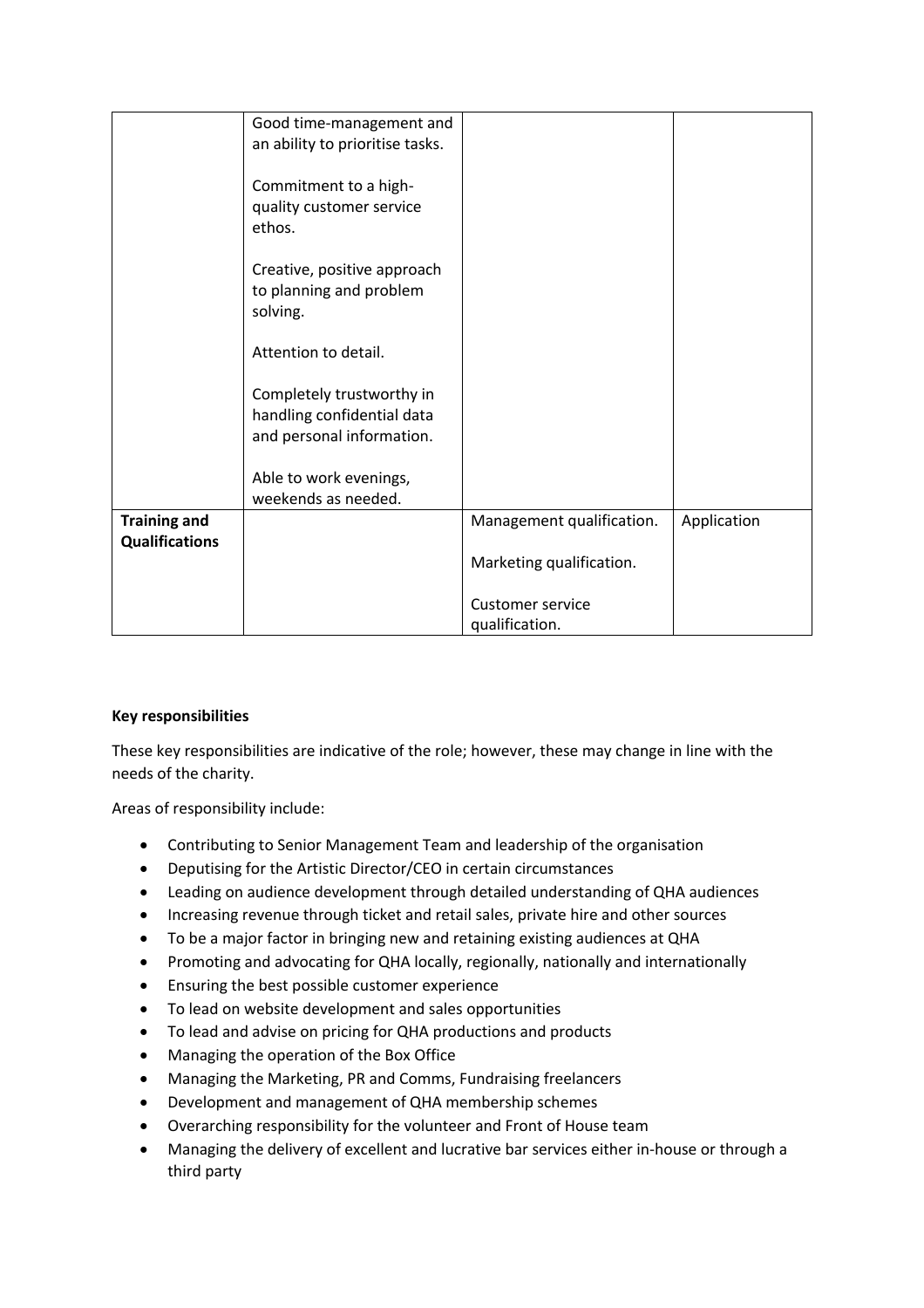| | | | |
|---|---|---|---|
| | Good time-management and an ability to prioritise tasks.<br><br>Commitment to a high-quality customer service ethos.<br><br>Creative, positive approach to planning and problem solving.<br><br>Attention to detail.<br><br>Completely trustworthy in handling confidential data and personal information.<br><br>Able to work evenings, weekends as needed. | | |
| **Training and Qualifications** | | Management qualification.<br><br>Marketing qualification.<br><br>Customer service qualification. | Application |

**Key responsibilities**

These key responsibilities are indicative of the role; however, these may change in line with the needs of the charity.

Areas of responsibility include:

- Contributing to Senior Management Team and leadership of the organisation
- Deputising for the Artistic Director/CEO in certain circumstances
- Leading on audience development through detailed understanding of QHA audiences
- Increasing revenue through ticket and retail sales, private hire and other sources
- To be a major factor in bringing new and retaining existing audiences at QHA
- Promoting and advocating for QHA locally, regionally, nationally and internationally
- Ensuring the best possible customer experience
- To lead on website development and sales opportunities
- To lead and advise on pricing for QHA productions and products
- Managing the operation of the Box Office
- Managing the Marketing, PR and Comms, Fundraising freelancers
- Development and management of QHA membership schemes
- Overarching responsibility for the volunteer and Front of House team
- Managing the delivery of excellent and lucrative bar services either in-house or through a third party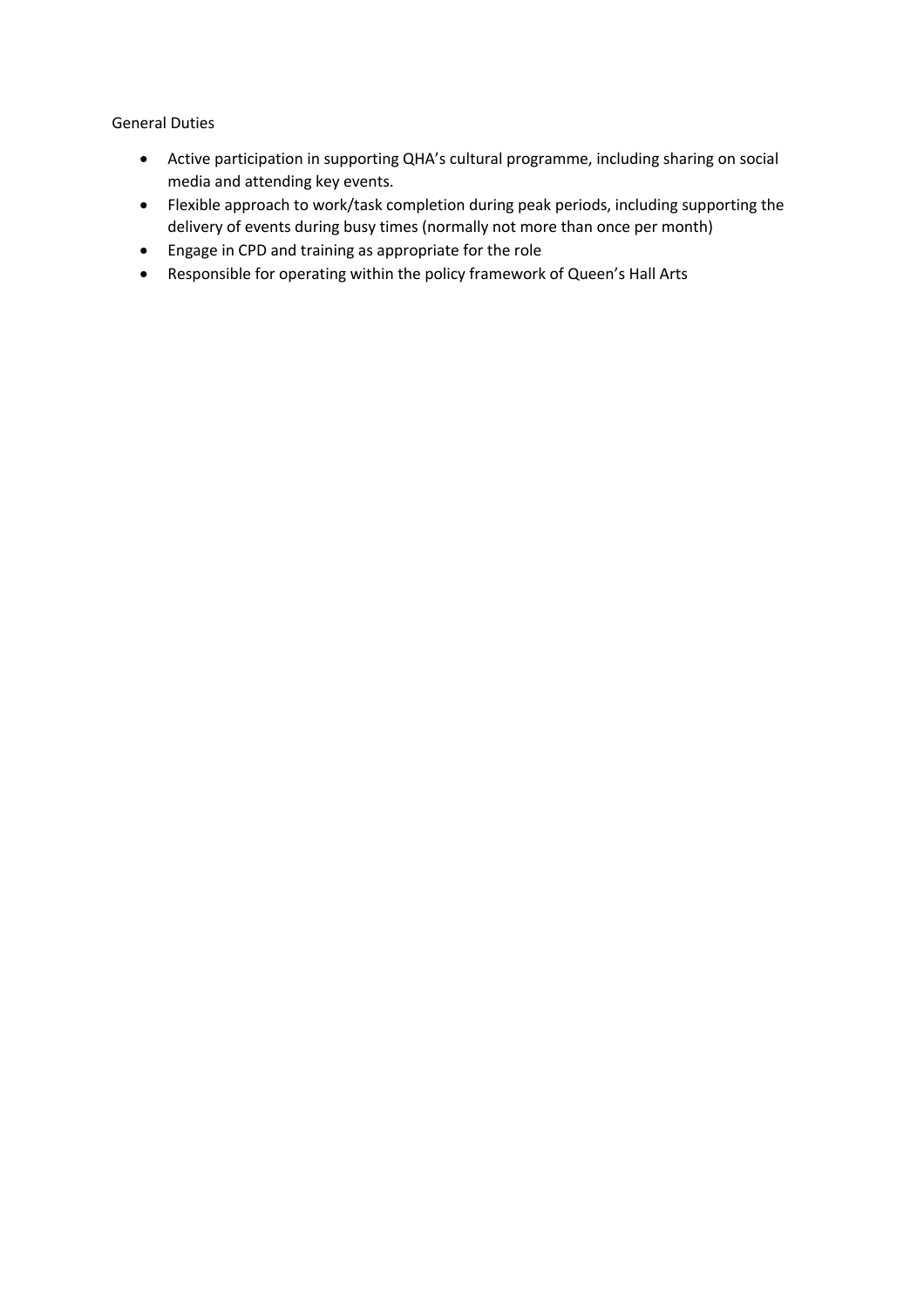General Duties

- Active participation in supporting QHA's cultural programme, including sharing on social media and attending key events.
- Flexible approach to work/task completion during peak periods, including supporting the delivery of events during busy times (normally not more than once per month)
- Engage in CPD and training as appropriate for the role
- Responsible for operating within the policy framework of Queen's Hall Arts